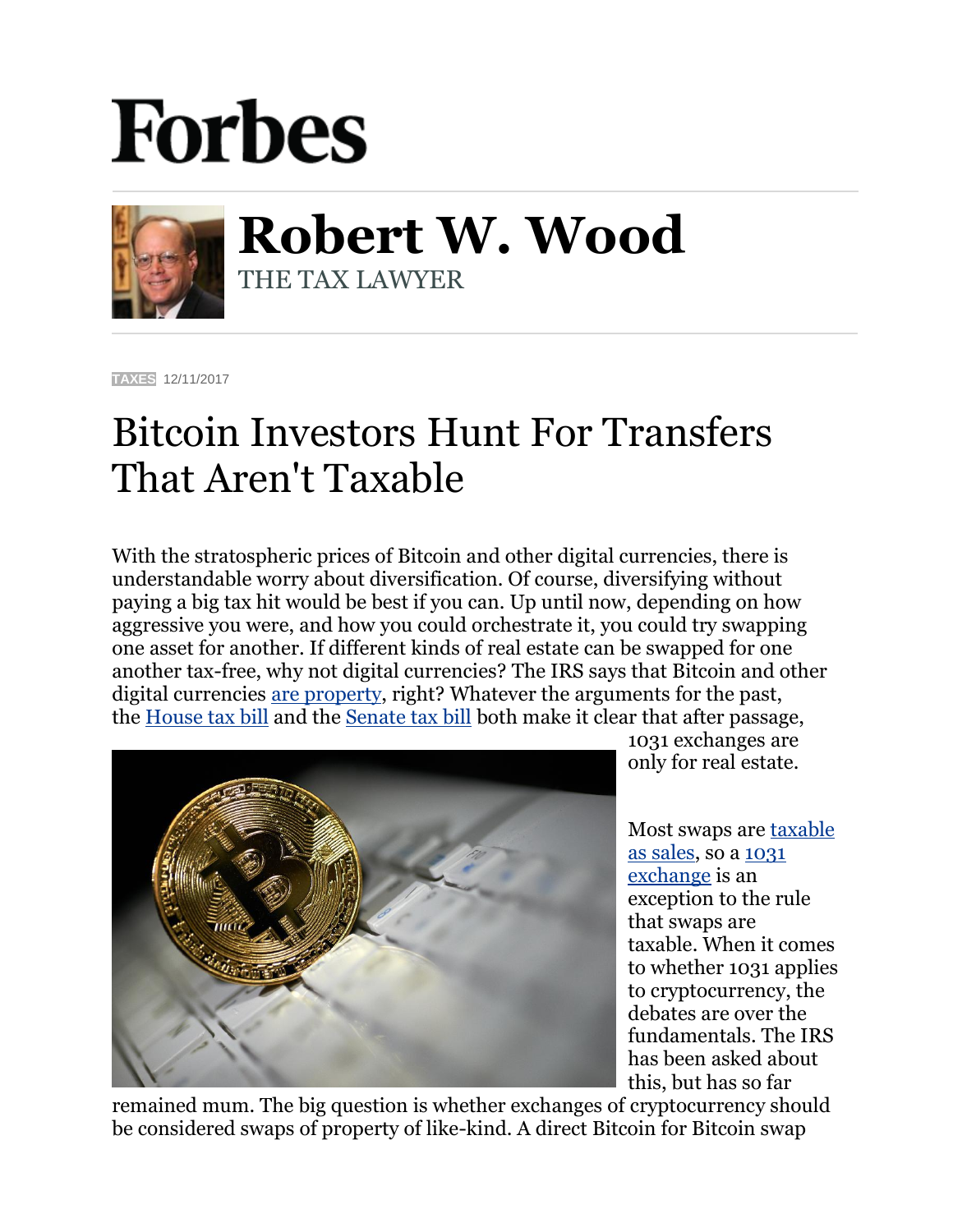# Forbes

## Robert W. Wood

THE TAX LAWYER

TAXES 12/11/2017

# Bitcoin Investors Hunt For Transfers That Aren't Taxable

With the stratospheric prices of Bitcoin and other digital currencies, there is understandable worry about diversification. Of course, diversifying without paying a big tax hit would be best if you can. Up until now, depending on how aggressive you were, and how you could orchestrate it, you could try swapping one asset for another. If different kinds of real estate can be swapped for one another tax-free, why not digital currencies? The IRS says that Bitcoin and other digital currencies are property, right? Whatever the arguments for the past, the House tax bill and the Senate tax bill both make it clear that after passage, 1031 exchanges are only for real estate.

Most swaps are taxable as sales, so a 1031 exchange is an exception to the rule that swaps are taxable. When it comes to whether 1031 applies to cryptocurrency, the debates are over the fundamentals. The IRS has been asked about this, but has so far remained mum. The big question is whether exchanges of cryptocurrency should be considered swaps of property of like-kind. A direct Bitcoin for Bitcoin swap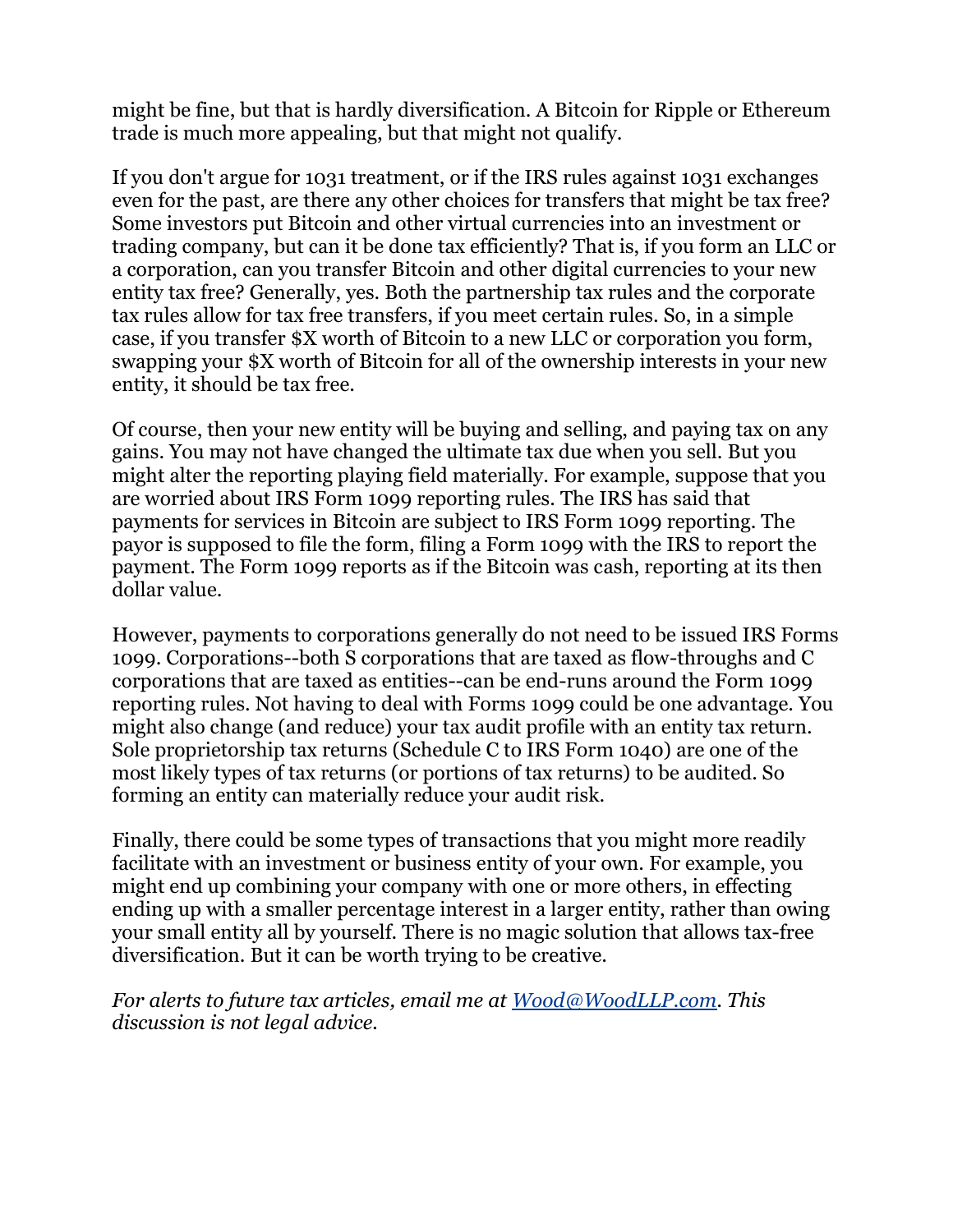might be fine, but that is hardly diversification. A Bitcoin for Ripple or Ethereum trade is much more appealing, but that might not qualify.

If you don't argue for 1031 treatment, or if the IRS rules against 1031 exchanges even for the past, are there any other choices for transfers that might be tax free? Some investors put Bitcoin and other virtual currencies into an investment or trading company, but can it be done tax efficiently? That is, if you form an LLC or a corporation, can you transfer Bitcoin and other digital currencies to your new entity tax free? Generally, yes. Both the partnership tax rules and the corporate tax rules allow for tax free transfers, if you meet certain rules. So, in a simple case, if you transfer $X worth of Bitcoin to a new LLC or corporation you form, swapping your $X worth of Bitcoin for all of the ownership interests in your new entity, it should be tax free.

Of course, then your new entity will be buying and selling, and paying tax on any gains. You may not have changed the ultimate tax due when you sell. But you might alter the reporting playing field materially. For example, suppose that you are worried about IRS Form 1099 reporting rules. The IRS has said that payments for services in Bitcoin are subject to IRS Form 1099 reporting. The payor is supposed to file the form, filing a Form 1099 with the IRS to report the payment. The Form 1099 reports as if the Bitcoin was cash, reporting at its then dollar value.

However, payments to corporations generally do not need to be issued IRS Forms 1099. Corporations--both S corporations that are taxed as flow-throughs and C corporations that are taxed as entities--can be end-runs around the Form 1099 reporting rules. Not having to deal with Forms 1099 could be one advantage. You might also change (and reduce) your tax audit profile with an entity tax return. Sole proprietorship tax returns (Schedule C to IRS Form 1040) are one of the most likely types of tax returns (or portions of tax returns) to be audited. So forming an entity can materially reduce your audit risk.

Finally, there could be some types of transactions that you might more readily facilitate with an investment or business entity of your own. For example, you might end up combining your company with one or more others, in effecting ending up with a smaller percentage interest in a larger entity, rather than owing your small entity all by yourself. There is no magic solution that allows tax-free diversification. But it can be worth trying to be creative.

*For alerts to future tax articles, email me at [Wood@WoodLLP.com](mailto:Wood@WoodLLP.com). This discussion is not legal advice.*